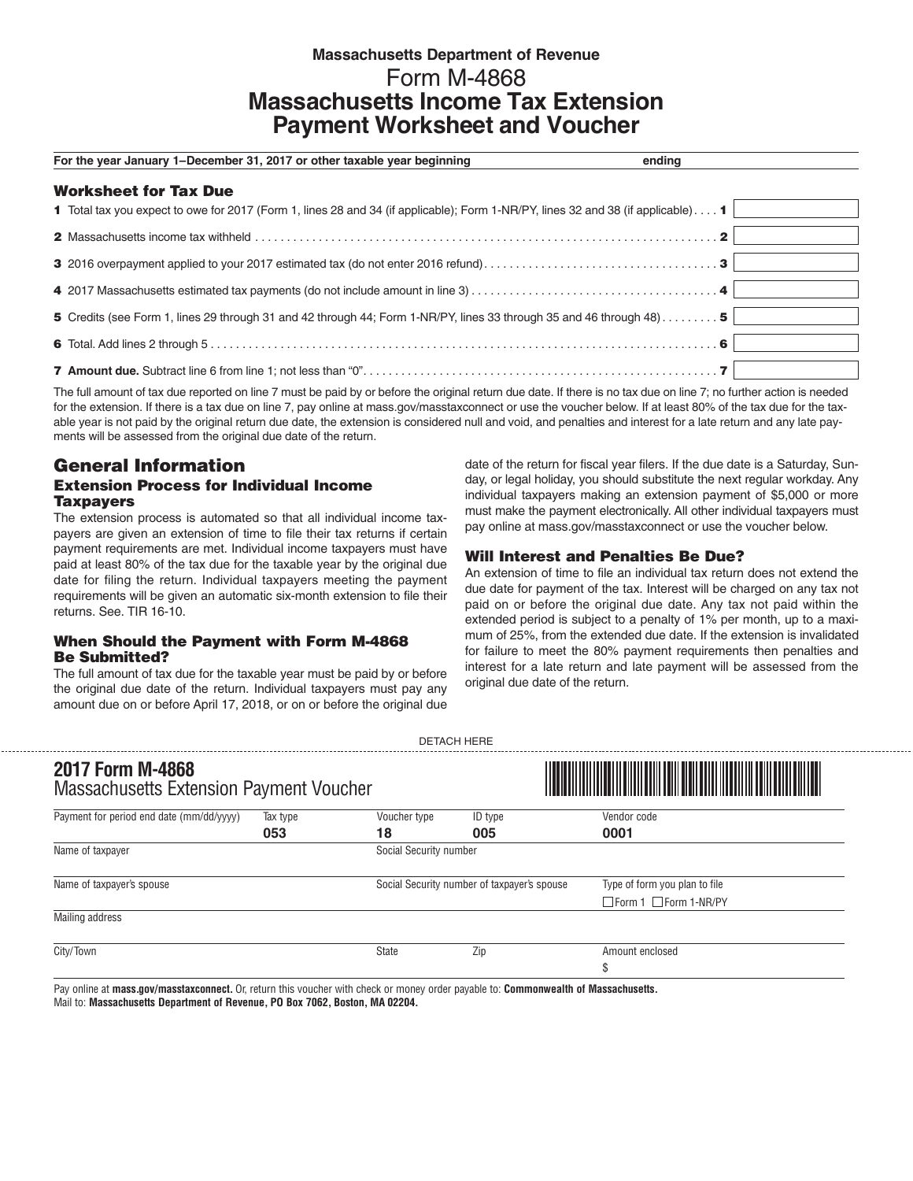Massachusetts Department of Revenue

# Form M-4868

# Massachusetts Income Tax Extension Payment Worksheet and Voucher

**For the year January 1–December 31, 2017 or other taxable year beginning ______ ending ______**

## Worksheet for Tax Due

| Line | Description | Amount |
|---|---|---|
| **1** | Total tax you expect to owe for 2017 (Form 1, lines 28 and 34 (if applicable); Form 1-NR/PY, lines 32 and 38 (if applicable) | |
| **2** | Massachusetts income tax withheld | |
| **3** | 2016 overpayment applied to your 2017 estimated tax (do not enter 2016 refund) | |
| **4** | 2017 Massachusetts estimated tax payments (do not include amount in line 3) | |
| **5** | Credits (see Form 1, lines 29 through 31 and 42 through 44; Form 1-NR/PY, lines 33 through 35 and 46 through 48) | |
| **6** | Total. Add lines 2 through 5 | |
| **7** | **Amount due.** Subtract line 6 from line 1; not less than "0" | |

The full amount of tax due reported on line 7 must be paid by or before the original return due date. If there is no tax due on line 7; no further action is needed for the extension. If there is a tax due on line 7, pay online at mass.gov/masstaxconnect or use the voucher below. If at least 80% of the tax due for the taxable year is not paid by the original return due date, the extension is considered null and void, and penalties and interest for a late return and any late payments will be assessed from the original due date of the return.

## General Information

### Extension Process for Individual Income Taxpayers

The extension process is automated so that all individual income taxpayers are given an extension of time to file their tax returns if certain payment requirements are met. Individual income taxpayers must have paid at least 80% of the tax due for the taxable year by the original due date for filing the return. Individual taxpayers meeting the payment requirements will be given an automatic six-month extension to file their returns. See. TIR 16-10.

### When Should the Payment with Form M-4868 Be Submitted?

The full amount of tax due for the taxable year must be paid by or before the original due date of the return. Individual taxpayers must pay any amount due on or before April 17, 2018, or on or before the original due date of the return for fiscal year filers. If the due date is a Saturday, Sunday, or legal holiday, you should substitute the next regular workday. Any individual taxpayers making an extension payment of $5,000 or more must make the payment electronically. All other individual taxpayers must pay online at mass.gov/masstaxconnect or use the voucher below.

### Will Interest and Penalties Be Due?

An extension of time to file an individual tax return does not extend the due date for payment of the tax. Interest will be charged on any tax not paid on or before the original due date. Any tax not paid within the extended period is subject to a penalty of 1% per month, up to a maximum of 25%, from the extended due date. If the extension is invalidated for failure to meet the 80% payment requirements then penalties and interest for a late return and late payment will be assessed from the original due date of the return.

DETACH HERE

## 2017 Form M-4868

Massachusetts Extension Payment Voucher

| Payment for period end date (mm/dd/yyyy) | Tax type | Voucher type | ID type | Vendor code |
|---|---|---|---|---|
| | **053** | **18** | **005** | **0001** |

| Name of taxpayer | Social Security number | |
|---|---|---|
| | | |
| **Name of taxpayer's spouse** | **Social Security number of taxpayer's spouse** | **Type of form you plan to file** |
| | | ☐ Form 1 ☐ Form 1-NR/PY |
| **Mailing address** | | |
| | | |

| City/Town | State | Zip | Amount enclosed |
|---|---|---|---|
| | | | $ |

Pay online at **mass.gov/masstaxconnect.** Or, return this voucher with check or money order payable to: **Commonwealth of Massachusetts.**
Mail to: **Massachusetts Department of Revenue, PO Box 7062, Boston, MA 02204.**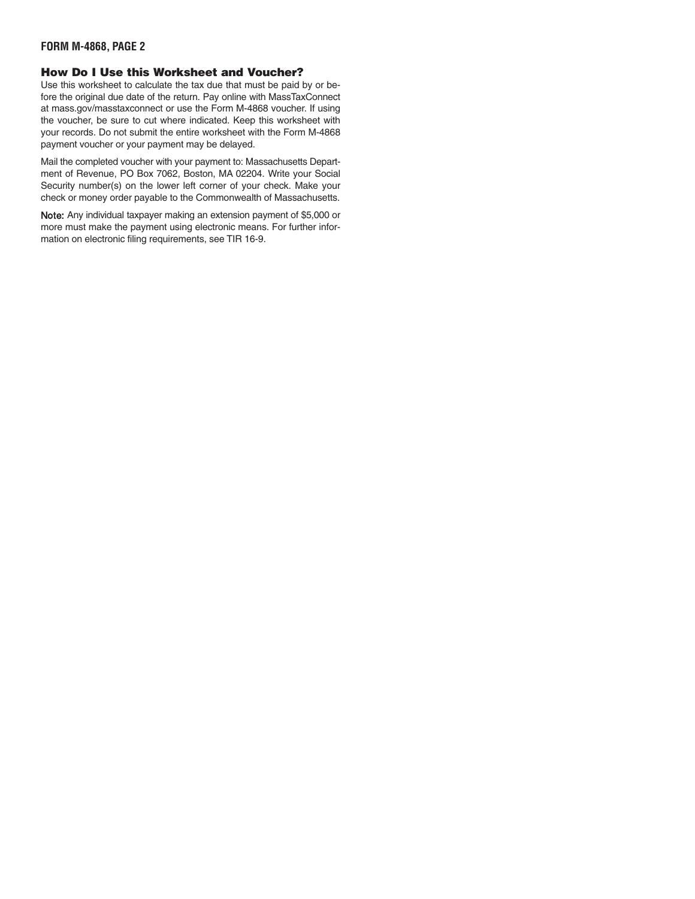## How Do I Use this Worksheet and Voucher?

Use this worksheet to calculate the tax due that must be paid by or before the original due date of the return. Pay online with MassTaxConnect at mass.gov/masstaxconnect or use the Form M-4868 voucher. If using the voucher, be sure to cut where indicated. Keep this worksheet with your records. Do not submit the entire worksheet with the Form M-4868 payment voucher or your payment may be delayed.

Mail the completed voucher with your payment to: Massachusetts Department of Revenue, PO Box 7062, Boston, MA 02204. Write your Social Security number(s) on the lower left corner of your check. Make your check or money order payable to the Commonwealth of Massachusetts.

**Note:** Any individual taxpayer making an extension payment of $5,000 or more must make the payment using electronic means. For further information on electronic filing requirements, see TIR 16-9.